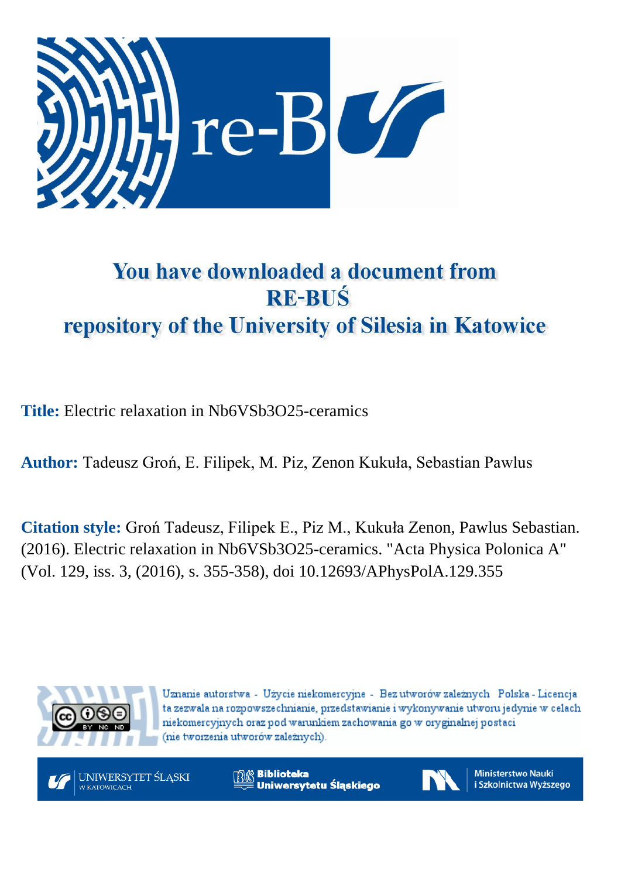# You have downloaded a document from RE-BUŚ repository of the University of Silesia in Katowice

**Title:** Electric relaxation in Nb6VSb3O25-ceramics

**Author:** Tadeusz Groń, E. Filipek, M. Piz, Zenon Kukuła, Sebastian Pawlus

**Citation style:** Groń Tadeusz, Filipek E., Piz M., Kukuła Zenon, Pawlus Sebastian. (2016). Electric relaxation in Nb6VSb3O25-ceramics. "Acta Physica Polonica A" (Vol. 129, iss. 3, (2016), s. 355-358), doi 10.12693/APhysPolA.129.355

Uznanie autorstwa - Użycie niekomercyjne - Bez utworów zależnych Polska - Licencja ta zezwala na rozpowszechnianie, przedstawianie i wykonywanie utworu jedynie w celach niekomercyjnych oraz pod warunkiem zachowania go w oryginalnej postaci (nie tworzenia utworów zależnych).

UNIWERSYTET ŚLĄSKI W KATOWICACH | Biblioteka Uniwersytetu Śląskiego | Ministerstwo Nauki i Szkolnictwa Wyższego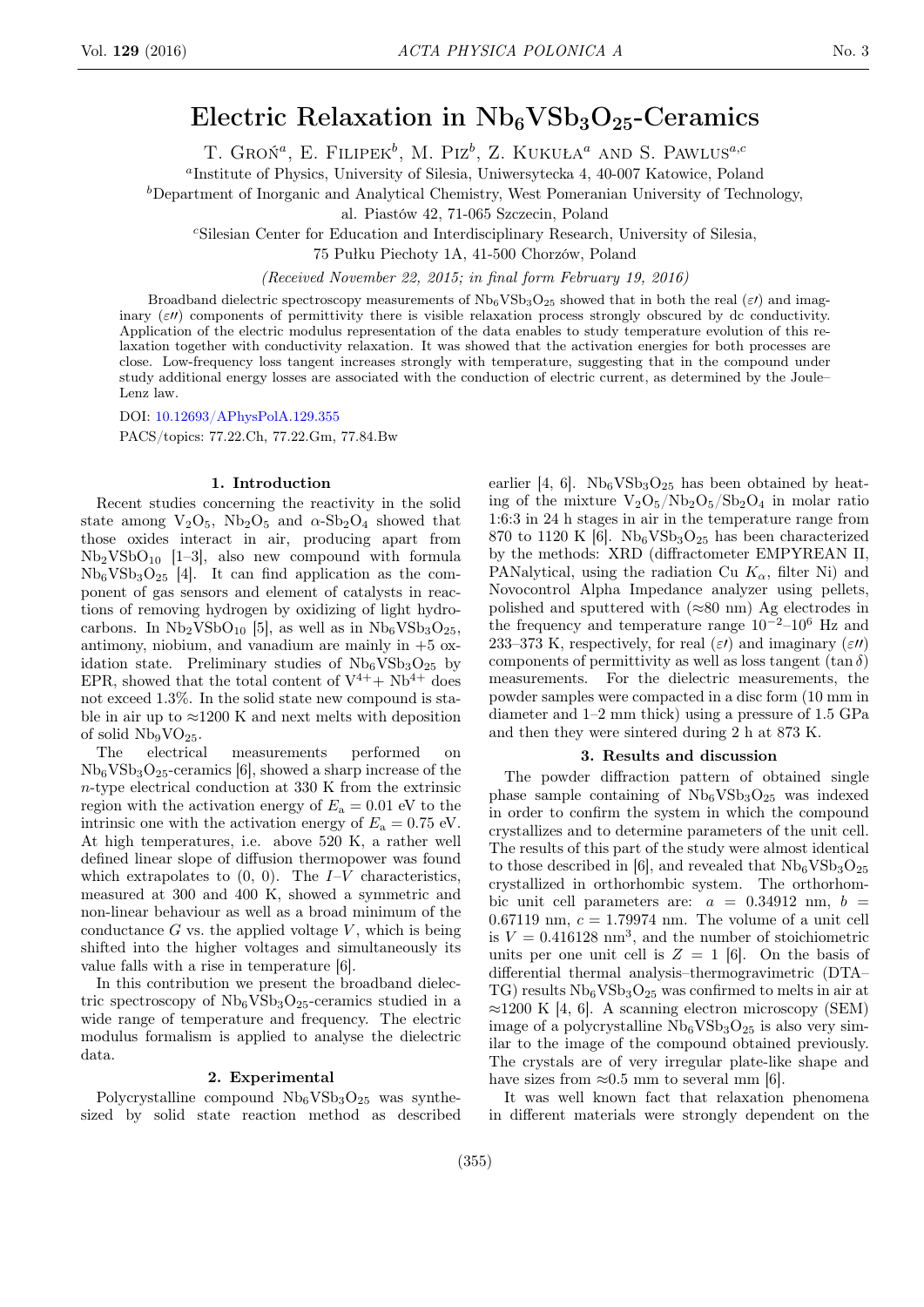# Electric Relaxation in $Nb_6VSb_3O_{25}$-Ceramics

T. Groń[a], E. Filipek[b], M. Piz[b], Z. Kukuła[a] and S. Pawlus[a,c]

[a]Institute of Physics, University of Silesia, Uniwersytecka 4, 40-007 Katowice, Poland

[b]Department of Inorganic and Analytical Chemistry, West Pomeranian University of Technology, al. Piastów 42, 71-065 Szczecin, Poland

[c]Silesian Center for Education and Interdisciplinary Research, University of Silesia, 75 Pułku Piechoty 1A, 41-500 Chorzów, Poland

*(Received November 22, 2015; in final form February 19, 2016)*

Broadband dielectric spectroscopy measurements of $Nb_6VSb_3O_{25}$ showed that in both the real ($\varepsilon\prime$) and imaginary ($\varepsilon\prime\prime$) components of permittivity there is visible relaxation process strongly obscured by dc conductivity. Application of the electric modulus representation of the data enables to study temperature evolution of this relaxation together with conductivity relaxation. It was showed that the activation energies for both processes are close. Low-frequency loss tangent increases strongly with temperature, suggesting that in the compound under study additional energy losses are associated with the conduction of electric current, as determined by the Joule–Lenz law.

DOI: 10.12693/APhysPolA.129.355

PACS/topics: 77.22.Ch, 77.22.Gm, 77.84.Bw

## 1. Introduction

Recent studies concerning the reactivity in the solid state among $V_2O_5$, $Nb_2O_5$ and $\alpha$-$Sb_2O_4$ showed that those oxides interact in air, producing apart from $Nb_2VSbO_{10}$ [1–3], also new compound with formula $Nb_6VSb_3O_{25}$ [4]. It can find application as the component of gas sensors and element of catalysts in reactions of removing hydrogen by oxidizing of light hydrocarbons. In $Nb_2VSbO_{10}$ [5], as well as in $Nb_6VSb_3O_{25}$, antimony, niobium, and vanadium are mainly in +5 oxidation state. Preliminary studies of $Nb_6VSb_3O_{25}$ by EPR, showed that the total content of $V^{4+}$+ $Nb^{4+}$ does not exceed 1.3%. In the solid state new compound is stable in air up to ≈1200 K and next melts with deposition of solid $Nb_9VO_{25}$.

The electrical measurements performed on $Nb_6VSb_3O_{25}$-ceramics [6], showed a sharp increase of the $n$-type electrical conduction at 330 K from the extrinsic region with the activation energy of $E_a = 0.01$ eV to the intrinsic one with the activation energy of $E_a = 0.75$ eV. At high temperatures, i.e. above 520 K, a rather well defined linear slope of diffusion thermopower was found which extrapolates to (0, 0). The $I$–$V$ characteristics, measured at 300 and 400 K, showed a symmetric and non-linear behaviour as well as a broad minimum of the conductance $G$ vs. the applied voltage $V$, which is being shifted into the higher voltages and simultaneously its value falls with a rise in temperature [6].

In this contribution we present the broadband dielectric spectroscopy of $Nb_6VSb_3O_{25}$-ceramics studied in a wide range of temperature and frequency. The electric modulus formalism is applied to analyse the dielectric data.

## 2. Experimental

Polycrystalline compound $Nb_6VSb_3O_{25}$ was synthesized by solid state reaction method as described earlier [4, 6]. $Nb_6VSb_3O_{25}$ has been obtained by heating of the mixture $V_2O_5/Nb_2O_5/Sb_2O_4$ in molar ratio 1:6:3 in 24 h stages in air in the temperature range from 870 to 1120 K [6]. $Nb_6VSb_3O_{25}$ has been characterized by the methods: XRD (diffractometer EMPYREAN II, PANalytical, using the radiation Cu $K_\alpha$, filter Ni) and Novocontrol Alpha Impedance analyzer using pellets, polished and sputtered with (≈80 nm) Ag electrodes in the frequency and temperature range $10^{-2}$–$10^6$ Hz and 233–373 K, respectively, for real ($\varepsilon\prime$) and imaginary ($\varepsilon\prime\prime$) components of permittivity as well as loss tangent ($\tan\delta$) measurements. For the dielectric measurements, the powder samples were compacted in a disc form (10 mm in diameter and 1–2 mm thick) using a pressure of 1.5 GPa and then they were sintered during 2 h at 873 K.

## 3. Results and discussion

The powder diffraction pattern of obtained single phase sample containing of $Nb_6VSb_3O_{25}$ was indexed in order to confirm the system in which the compound crystallizes and to determine parameters of the unit cell. The results of this part of the study were almost identical to those described in [6], and revealed that $Nb_6VSb_3O_{25}$ crystallized in orthorhombic system. The orthorhombic unit cell parameters are: $a = 0.34912$ nm, $b = 0.67119$ nm, $c = 1.79974$ nm. The volume of a unit cell is $V = 0.416128$ nm$^3$, and the number of stoichiometric units per one unit cell is $Z = 1$ [6]. On the basis of differential thermal analysis–thermogravimetric (DTA–TG) results $Nb_6VSb_3O_{25}$ was confirmed to melts in air at ≈1200 K [4, 6]. A scanning electron microscopy (SEM) image of a polycrystalline $Nb_6VSb_3O_{25}$ is also very similar to the image of the compound obtained previously. The crystals are of very irregular plate-like shape and have sizes from ≈0.5 mm to several mm [6].

It was well known fact that relaxation phenomena in different materials were strongly dependent on the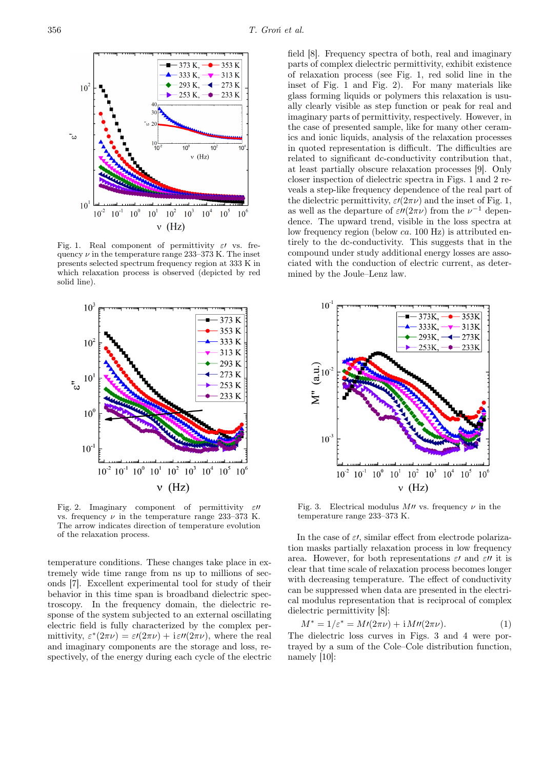Fig. 1. Real component of permittivity $\varepsilon\prime$ vs. frequency $\nu$ in the temperature range 233–373 K. The inset presents selected spectrum frequency region at 333 K in which relaxation process is observed (depicted by red solid line).

Fig. 2. Imaginary component of permittivity $\varepsilon\prime\prime$ vs. frequency $\nu$ in the temperature range 233–373 K. The arrow indicates direction of temperature evolution of the relaxation process.

temperature conditions. These changes take place in extremely wide time range from ns up to millions of seconds [7]. Excellent experimental tool for study of their behavior in this time span is broadband dielectric spectroscopy. In the frequency domain, the dielectric response of the system subjected to an external oscillating electric field is fully characterized by the complex permittivity, $\varepsilon^*(2\pi\nu) = \varepsilon\prime(2\pi\nu) + \mathrm{i}\varepsilon\prime\prime(2\pi\nu)$, where the real and imaginary components are the storage and loss, respectively, of the energy during each cycle of the electric field [8]. Frequency spectra of both, real and imaginary parts of complex dielectric permittivity, exhibit existence of relaxation process (see Fig. 1, red solid line in the inset of Fig. 1 and Fig. 2). For many materials like glass forming liquids or polymers this relaxation is usually clearly visible as step function or peak for real and imaginary parts of permittivity, respectively. However, in the case of presented sample, like for many other ceramics and ionic liquids, analysis of the relaxation processes in quoted representation is difficult. The difficulties are related to significant dc-conductivity contribution that, at least partially obscure relaxation processes [9]. Only closer inspection of dielectric spectra in Figs. 1 and 2 reveals a step-like frequency dependence of the real part of the dielectric permittivity, $\varepsilon\prime(2\pi\nu)$ and the inset of Fig. 1, as well as the departure of $\varepsilon\prime\prime(2\pi\nu)$ from the $\nu^{-1}$ dependence. The upward trend, visible in the loss spectra at low frequency region (below *ca.* 100 Hz) is attributed entirely to the dc-conductivity. This suggests that in the compound under study additional energy losses are associated with the conduction of electric current, as determined by the Joule–Lenz law.

Fig. 3. Electrical modulus $M\prime\prime$ vs. frequency $\nu$ in the temperature range 233–373 K.

In the case of $\varepsilon\prime$, similar effect from electrode polarization masks partially relaxation process in low frequency area. However, for both representations $\varepsilon\prime$ and $\varepsilon\prime\prime$ it is clear that time scale of relaxation process becomes longer with decreasing temperature. The effect of conductivity can be suppressed when data are presented in the electrical modulus representation that is reciprocal of complex dielectric permittivity [8]:

$$M^* = 1/\varepsilon^* = M\prime(2\pi\nu) + \mathrm{i}\,M\prime\prime(2\pi\nu). \tag{1}$$

The dielectric loss curves in Figs. 3 and 4 were portrayed by a sum of the Cole–Cole distribution function, namely [10]: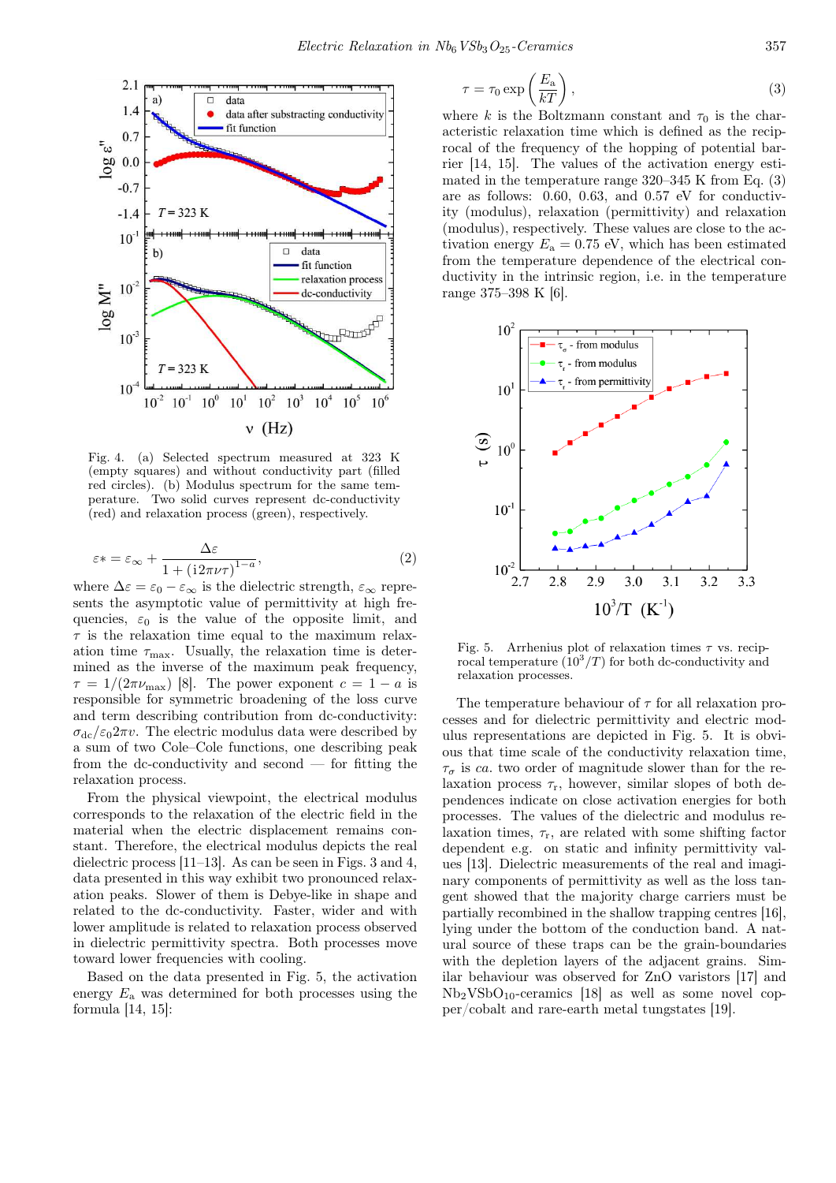Fig. 4. (a) Selected spectrum measured at 323 K (empty squares) and without conductivity part (filled red circles). (b) Modulus spectrum for the same temperature. Two solid curves represent dc-conductivity (red) and relaxation process (green), respectively.

$$\varepsilon* = \varepsilon_\infty + \frac{\Delta\varepsilon}{1 + (\mathrm{i}2\pi\nu\tau)^{1-a}}, \tag{2}$$

where $\Delta\varepsilon = \varepsilon_0 - \varepsilon_\infty$ is the dielectric strength, $\varepsilon_\infty$ represents the asymptotic value of permittivity at high frequencies, $\varepsilon_0$ is the value of the opposite limit, and $\tau$ is the relaxation time equal to the maximum relaxation time $\tau_{\max}$. Usually, the relaxation time is determined as the inverse of the maximum peak frequency, $\tau = 1/(2\pi\nu_{\max})$ [8]. The power exponent $c = 1 - a$ is responsible for symmetric broadening of the loss curve and term describing contribution from dc-conductivity: $\sigma_{\mathrm{dc}}/\varepsilon_0 2\pi v$. The electric modulus data were described by a sum of two Cole–Cole functions, one describing peak from the dc-conductivity and second — for fitting the relaxation process.

From the physical viewpoint, the electrical modulus corresponds to the relaxation of the electric field in the material when the electric displacement remains constant. Therefore, the electrical modulus depicts the real dielectric process [11–13]. As can be seen in Figs. 3 and 4, data presented in this way exhibit two pronounced relaxation peaks. Slower of them is Debye-like in shape and related to the dc-conductivity. Faster, wider and with lower amplitude is related to relaxation process observed in dielectric permittivity spectra. Both processes move toward lower frequencies with cooling.

Based on the data presented in Fig. 5, the activation energy $E_{\mathrm{a}}$ was determined for both processes using the formula [14, 15]:

$$\tau = \tau_0 \exp\left(\frac{E_{\mathrm{a}}}{kT}\right), \tag{3}$$

where $k$ is the Boltzmann constant and $\tau_0$ is the characteristic relaxation time which is defined as the reciprocal of the frequency of the hopping of potential barrier [14, 15]. The values of the activation energy estimated in the temperature range 320–345 K from Eq. (3) are as follows: 0.60, 0.63, and 0.57 eV for conductivity (modulus), relaxation (permittivity) and relaxation (modulus), respectively. These values are close to the activation energy $E_{\mathrm{a}} = 0.75$ eV, which has been estimated from the temperature dependence of the electrical conductivity in the intrinsic region, i.e. in the temperature range 375–398 K [6].

Fig. 5. Arrhenius plot of relaxation times $\tau$ vs. reciprocal temperature ($10^3/T$) for both dc-conductivity and relaxation processes.

The temperature behaviour of $\tau$ for all relaxation processes and for dielectric permittivity and electric modulus representations are depicted in Fig. 5. It is obvious that time scale of the conductivity relaxation time, $\tau_\sigma$ is *ca.* two order of magnitude slower than for the relaxation process $\tau_{\mathrm{r}}$, however, similar slopes of both dependences indicate on close activation energies for both processes. The values of the dielectric and modulus relaxation times, $\tau_{\mathrm{r}}$, are related with some shifting factor dependent e.g. on static and infinity permittivity values [13]. Dielectric measurements of the real and imaginary components of permittivity as well as the loss tangent showed that the majority charge carriers must be partially recombined in the shallow trapping centres [16], lying under the bottom of the conduction band. A natural source of these traps can be the grain-boundaries with the depletion layers of the adjacent grains. Similar behaviour was observed for ZnO varistors [17] and $Nb_2VSbO_{10}$-ceramics [18] as well as some novel copper/cobalt and rare-earth metal tungstates [19].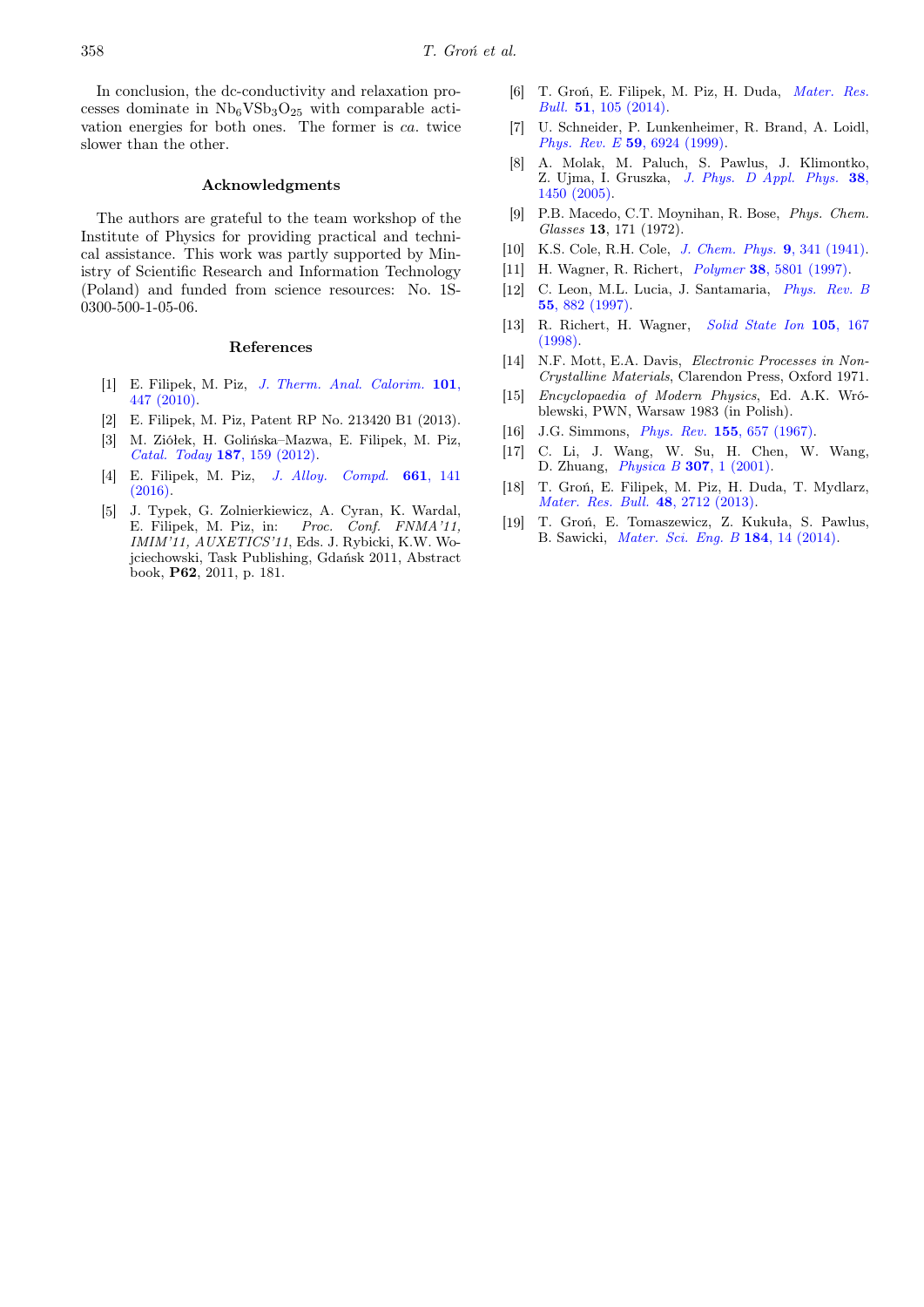In conclusion, the dc-conductivity and relaxation processes dominate in $Nb_6VSb_3O_{25}$ with comparable activation energies for both ones. The former is *ca.* twice slower than the other.

### Acknowledgments

The authors are grateful to the team workshop of the Institute of Physics for providing practical and technical assistance. This work was partly supported by Ministry of Scientific Research and Information Technology (Poland) and funded from science resources: No. 1S-0300-500-1-05-06.

### References

[1] E. Filipek, M. Piz, *J. Therm. Anal. Calorim.* **101**, 447 (2010).

[2] E. Filipek, M. Piz, Patent RP No. 213420 B1 (2013).

[3] M. Ziółek, H. Golińska–Mazwa, E. Filipek, M. Piz, *Catal. Today* **187**, 159 (2012).

[4] E. Filipek, M. Piz, *J. Alloy. Compd.* **661**, 141 (2016).

[5] J. Typek, G. Zolnierkiewicz, A. Cyran, K. Wardal, E. Filipek, M. Piz, in: *Proc. Conf. FNMA'11, IMIM'11, AUXETICS'11*, Eds. J. Rybicki, K.W. Wojciechowski, Task Publishing, Gdańsk 2011, Abstract book, **P62**, 2011, p. 181.

[6] T. Groń, E. Filipek, M. Piz, H. Duda, *Mater. Res. Bull.* **51**, 105 (2014).

[7] U. Schneider, P. Lunkenheimer, R. Brand, A. Loidl, *Phys. Rev. E* **59**, 6924 (1999).

[8] A. Molak, M. Paluch, S. Pawlus, J. Klimontko, Z. Ujma, I. Gruszka, *J. Phys. D Appl. Phys.* **38**, 1450 (2005).

[9] P.B. Macedo, C.T. Moynihan, R. Bose, *Phys. Chem. Glasses* **13**, 171 (1972).

[10] K.S. Cole, R.H. Cole, *J. Chem. Phys.* **9**, 341 (1941).

[11] H. Wagner, R. Richert, *Polymer* **38**, 5801 (1997).

[12] C. Leon, M.L. Lucia, J. Santamaria, *Phys. Rev. B* **55**, 882 (1997).

[13] R. Richert, H. Wagner, *Solid State Ion* **105**, 167 (1998).

[14] N.F. Mott, E.A. Davis, *Electronic Processes in Non-Crystalline Materials*, Clarendon Press, Oxford 1971.

[15] *Encyclopaedia of Modern Physics*, Ed. A.K. Wróblewski, PWN, Warsaw 1983 (in Polish).

[16] J.G. Simmons, *Phys. Rev.* **155**, 657 (1967).

[17] C. Li, J. Wang, W. Su, H. Chen, W. Wang, D. Zhuang, *Physica B* **307**, 1 (2001).

[18] T. Groń, E. Filipek, M. Piz, H. Duda, T. Mydlarz, *Mater. Res. Bull.* **48**, 2712 (2013).

[19] T. Groń, E. Tomaszewicz, Z. Kukuła, S. Pawlus, B. Sawicki, *Mater. Sci. Eng. B* **184**, 14 (2014).